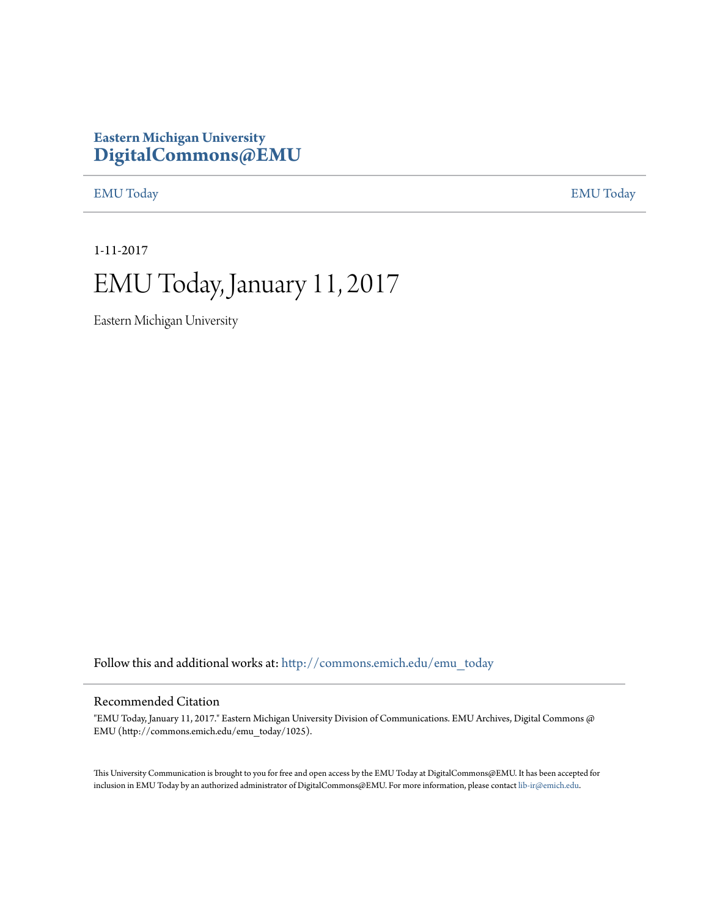**Eastern Michigan University**
**[DigitalCommons@EMU](#)**

EMU Today | EMU Today

1-11-2017

# EMU Today, January 11, 2017

Eastern Michigan University

Follow this and additional works at: http://commons.emich.edu/emu_today

## Recommended Citation

"EMU Today, January 11, 2017." Eastern Michigan University Division of Communications. EMU Archives, Digital Commons @ EMU (http://commons.emich.edu/emu_today/1025).

This University Communication is brought to you for free and open access by the EMU Today at DigitalCommons@EMU. It has been accepted for inclusion in EMU Today by an authorized administrator of DigitalCommons@EMU. For more information, please contact lib-ir@emich.edu.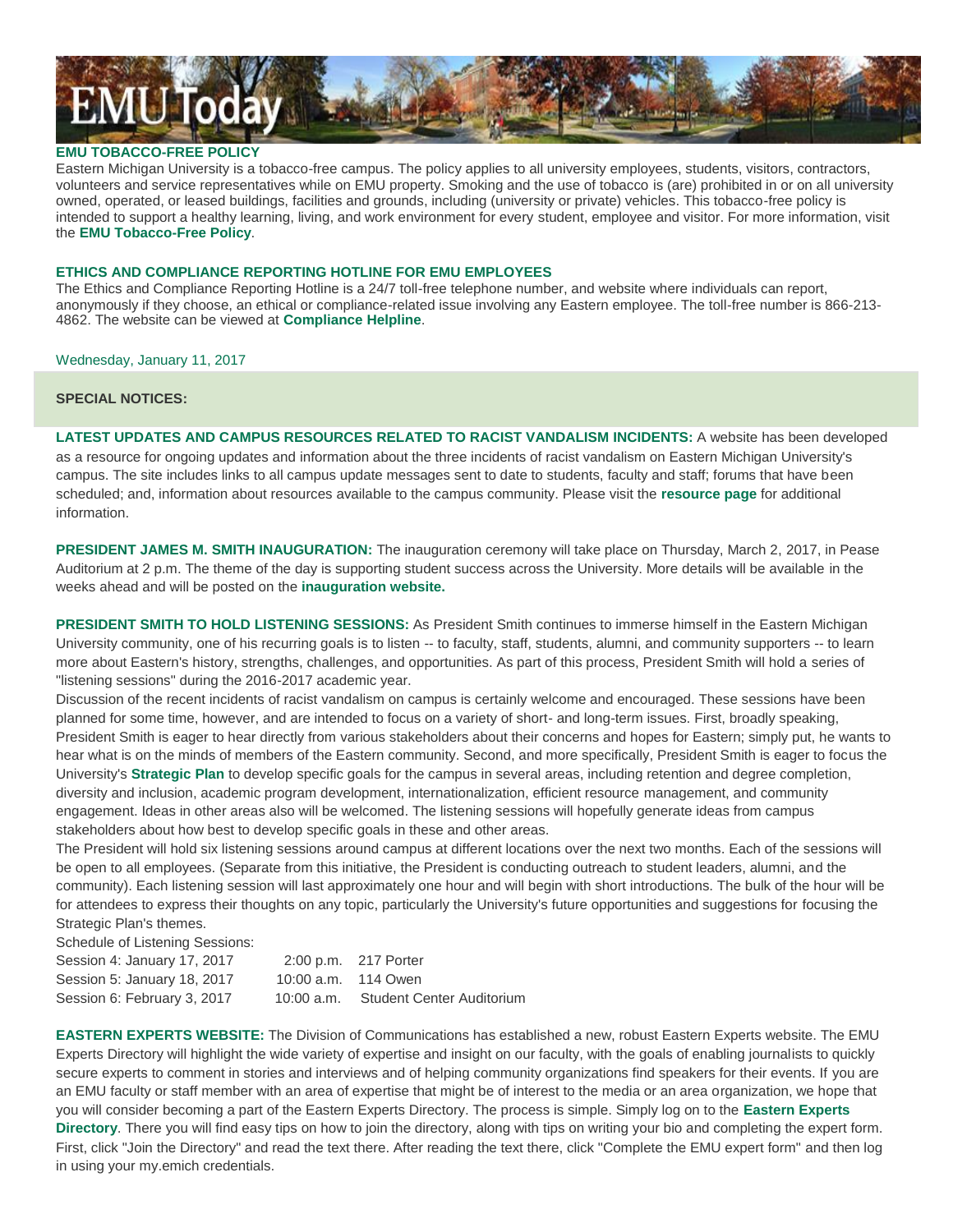**EMU TOBACCO-FREE POLICY**

Eastern Michigan University is a tobacco-free campus. The policy applies to all university employees, students, visitors, contractors, volunteers and service representatives while on EMU property. Smoking and the use of tobacco is (are) prohibited in or on all university owned, operated, or leased buildings, facilities and grounds, including (university or private) vehicles. This tobacco-free policy is intended to support a healthy learning, living, and work environment for every student, employee and visitor. For more information, visit the **EMU Tobacco-Free Policy**.

**ETHICS AND COMPLIANCE REPORTING HOTLINE FOR EMU EMPLOYEES**

The Ethics and Compliance Reporting Hotline is a 24/7 toll-free telephone number, and website where individuals can report, anonymously if they choose, an ethical or compliance-related issue involving any Eastern employee. The toll-free number is 866-213-4862. The website can be viewed at **Compliance Helpline**.

Wednesday, January 11, 2017

**SPECIAL NOTICES:**

**LATEST UPDATES AND CAMPUS RESOURCES RELATED TO RACIST VANDALISM INCIDENTS:** A website has been developed as a resource for ongoing updates and information about the three incidents of racist vandalism on Eastern Michigan University's campus. The site includes links to all campus update messages sent to date to students, faculty and staff; forums that have been scheduled; and, information about resources available to the campus community. Please visit the **resource page** for additional information.

**PRESIDENT JAMES M. SMITH INAUGURATION:** The inauguration ceremony will take place on Thursday, March 2, 2017, in Pease Auditorium at 2 p.m. The theme of the day is supporting student success across the University. More details will be available in the weeks ahead and will be posted on the **inauguration website.**

**PRESIDENT SMITH TO HOLD LISTENING SESSIONS:** As President Smith continues to immerse himself in the Eastern Michigan University community, one of his recurring goals is to listen -- to faculty, staff, students, alumni, and community supporters -- to learn more about Eastern's history, strengths, challenges, and opportunities. As part of this process, President Smith will hold a series of "listening sessions" during the 2016-2017 academic year.

Discussion of the recent incidents of racist vandalism on campus is certainly welcome and encouraged. These sessions have been planned for some time, however, and are intended to focus on a variety of short- and long-term issues. First, broadly speaking, President Smith is eager to hear directly from various stakeholders about their concerns and hopes for Eastern; simply put, he wants to hear what is on the minds of members of the Eastern community. Second, and more specifically, President Smith is eager to focus the University's **Strategic Plan** to develop specific goals for the campus in several areas, including retention and degree completion, diversity and inclusion, academic program development, internationalization, efficient resource management, and community engagement. Ideas in other areas also will be welcomed. The listening sessions will hopefully generate ideas from campus stakeholders about how best to develop specific goals in these and other areas.

The President will hold six listening sessions around campus at different locations over the next two months. Each of the sessions will be open to all employees. (Separate from this initiative, the President is conducting outreach to student leaders, alumni, and the community). Each listening session will last approximately one hour and will begin with short introductions. The bulk of the hour will be for attendees to express their thoughts on any topic, particularly the University's future opportunities and suggestions for focusing the Strategic Plan's themes.

Schedule of Listening Sessions:

| | | |
|---|---|---|
| Session 4: January 17, 2017 | 2:00 p.m. | 217 Porter |
| Session 5: January 18, 2017 | 10:00 a.m. | 114 Owen |
| Session 6: February 3, 2017 | 10:00 a.m. | Student Center Auditorium |

**EASTERN EXPERTS WEBSITE:** The Division of Communications has established a new, robust Eastern Experts website. The EMU Experts Directory will highlight the wide variety of expertise and insight on our faculty, with the goals of enabling journalists to quickly secure experts to comment in stories and interviews and of helping community organizations find speakers for their events. If you are an EMU faculty or staff member with an area of expertise that might be of interest to the media or an area organization, we hope that you will consider becoming a part of the Eastern Experts Directory. The process is simple. Simply log on to the **Eastern Experts Directory**. There you will find easy tips on how to join the directory, along with tips on writing your bio and completing the expert form. First, click "Join the Directory" and read the text there. After reading the text there, click "Complete the EMU expert form" and then log in using your my.emich credentials.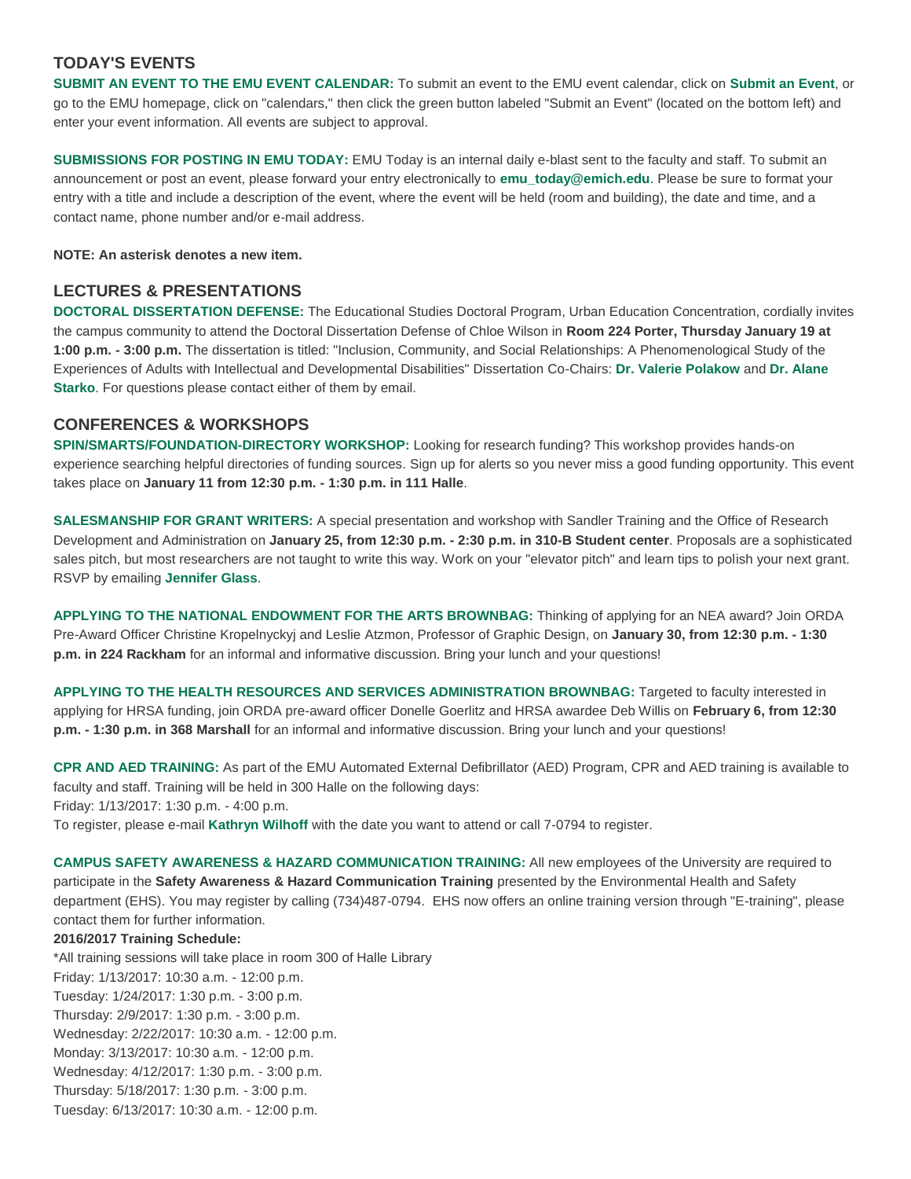## TODAY'S EVENTS

**SUBMIT AN EVENT TO THE EMU EVENT CALENDAR:** To submit an event to the EMU event calendar, click on **Submit an Event**, or go to the EMU homepage, click on "calendars," then click the green button labeled "Submit an Event" (located on the bottom left) and enter your event information. All events are subject to approval.

**SUBMISSIONS FOR POSTING IN EMU TODAY:** EMU Today is an internal daily e-blast sent to the faculty and staff. To submit an announcement or post an event, please forward your entry electronically to **emu_today@emich.edu**. Please be sure to format your entry with a title and include a description of the event, where the event will be held (room and building), the date and time, and a contact name, phone number and/or e-mail address.

**NOTE: An asterisk denotes a new item.**

## LECTURES & PRESENTATIONS

**DOCTORAL DISSERTATION DEFENSE:** The Educational Studies Doctoral Program, Urban Education Concentration, cordially invites the campus community to attend the Doctoral Dissertation Defense of Chloe Wilson in **Room 224 Porter, Thursday January 19 at 1:00 p.m. - 3:00 p.m.** The dissertation is titled: "Inclusion, Community, and Social Relationships: A Phenomenological Study of the Experiences of Adults with Intellectual and Developmental Disabilities" Dissertation Co-Chairs: **Dr. Valerie Polakow** and **Dr. Alane Starko**. For questions please contact either of them by email.

## CONFERENCES & WORKSHOPS

**SPIN/SMARTS/FOUNDATION-DIRECTORY WORKSHOP:** Looking for research funding? This workshop provides hands-on experience searching helpful directories of funding sources. Sign up for alerts so you never miss a good funding opportunity. This event takes place on **January 11 from 12:30 p.m. - 1:30 p.m. in 111 Halle**.

**SALESMANSHIP FOR GRANT WRITERS:** A special presentation and workshop with Sandler Training and the Office of Research Development and Administration on **January 25, from 12:30 p.m. - 2:30 p.m. in 310-B Student center**. Proposals are a sophisticated sales pitch, but most researchers are not taught to write this way. Work on your "elevator pitch" and learn tips to polish your next grant. RSVP by emailing **Jennifer Glass**.

**APPLYING TO THE NATIONAL ENDOWMENT FOR THE ARTS BROWNBAG:** Thinking of applying for an NEA award? Join ORDA Pre-Award Officer Christine Kropelnyckyj and Leslie Atzmon, Professor of Graphic Design, on **January 30, from 12:30 p.m. - 1:30 p.m. in 224 Rackham** for an informal and informative discussion. Bring your lunch and your questions!

**APPLYING TO THE HEALTH RESOURCES AND SERVICES ADMINISTRATION BROWNBAG:** Targeted to faculty interested in applying for HRSA funding, join ORDA pre-award officer Donelle Goerlitz and HRSA awardee Deb Willis on **February 6, from 12:30 p.m. - 1:30 p.m. in 368 Marshall** for an informal and informative discussion. Bring your lunch and your questions!

**CPR AND AED TRAINING:** As part of the EMU Automated External Defibrillator (AED) Program, CPR and AED training is available to faculty and staff. Training will be held in 300 Halle on the following days:
Friday: 1/13/2017: 1:30 p.m. - 4:00 p.m.
To register, please e-mail **Kathryn Wilhoff** with the date you want to attend or call 7-0794 to register.

**CAMPUS SAFETY AWARENESS & HAZARD COMMUNICATION TRAINING:** All new employees of the University are required to participate in the **Safety Awareness & Hazard Communication Training** presented by the Environmental Health and Safety department (EHS). You may register by calling (734)487-0794. EHS now offers an online training version through "E-training", please contact them for further information.

**2016/2017 Training Schedule:**

*All training sessions will take place in room 300 of Halle Library
Friday: 1/13/2017: 10:30 a.m. - 12:00 p.m.
Tuesday: 1/24/2017: 1:30 p.m. - 3:00 p.m.
Thursday: 2/9/2017: 1:30 p.m. - 3:00 p.m.
Wednesday: 2/22/2017: 10:30 a.m. - 12:00 p.m.
Monday: 3/13/2017: 10:30 a.m. - 12:00 p.m.
Wednesday: 4/12/2017: 1:30 p.m. - 3:00 p.m.
Thursday: 5/18/2017: 1:30 p.m. - 3:00 p.m.
Tuesday: 6/13/2017: 10:30 a.m. - 12:00 p.m.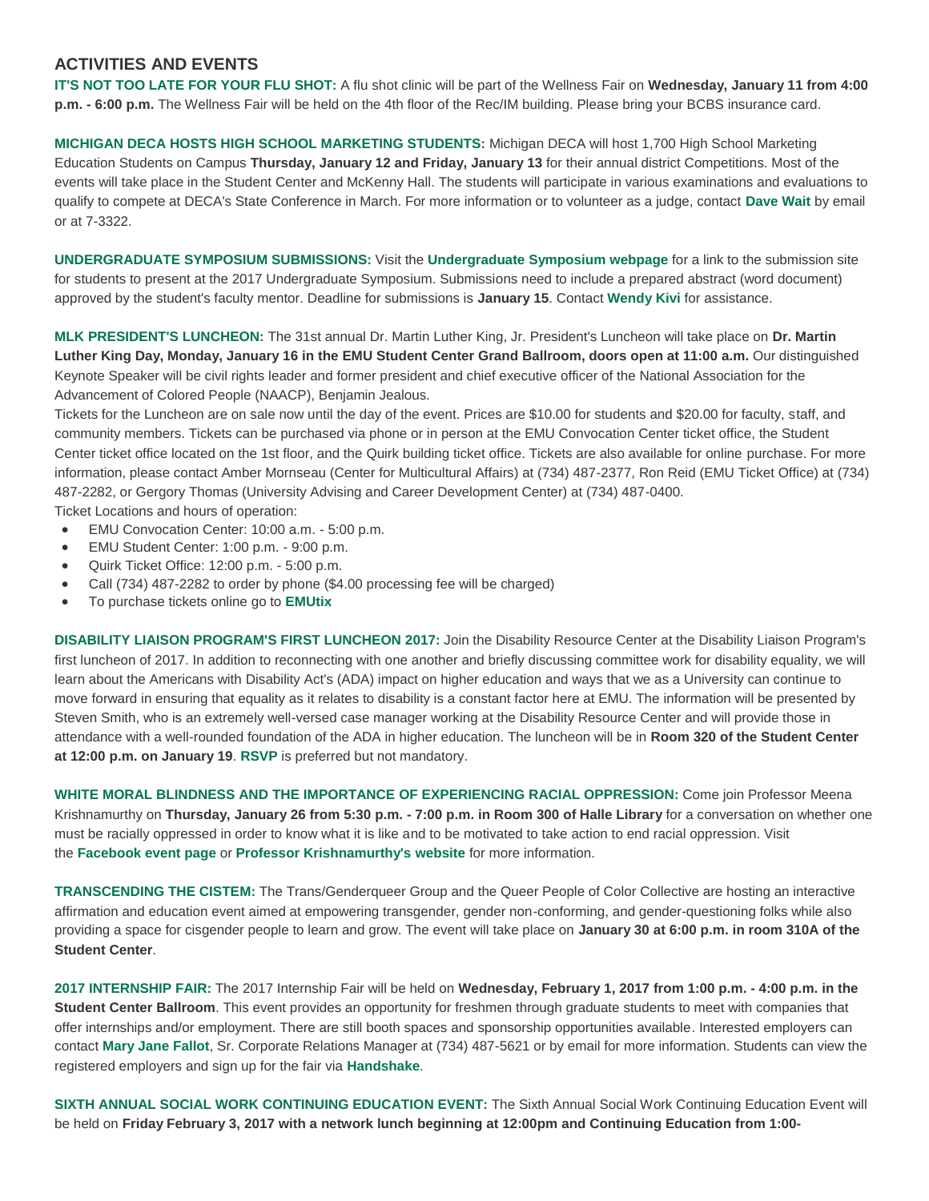## ACTIVITIES AND EVENTS

**IT'S NOT TOO LATE FOR YOUR FLU SHOT:** A flu shot clinic will be part of the Wellness Fair on **Wednesday, January 11 from 4:00 p.m. - 6:00 p.m.** The Wellness Fair will be held on the 4th floor of the Rec/IM building. Please bring your BCBS insurance card.

**MICHIGAN DECA HOSTS HIGH SCHOOL MARKETING STUDENTS:** Michigan DECA will host 1,700 High School Marketing Education Students on Campus **Thursday, January 12 and Friday, January 13** for their annual district Competitions. Most of the events will take place in the Student Center and McKenny Hall. The students will participate in various examinations and evaluations to qualify to compete at DECA's State Conference in March. For more information or to volunteer as a judge, contact **Dave Wait** by email or at 7-3322.

**UNDERGRADUATE SYMPOSIUM SUBMISSIONS:** Visit the **Undergraduate Symposium webpage** for a link to the submission site for students to present at the 2017 Undergraduate Symposium. Submissions need to include a prepared abstract (word document) approved by the student's faculty mentor. Deadline for submissions is **January 15**. Contact **Wendy Kivi** for assistance.

**MLK PRESIDENT'S LUNCHEON:** The 31st annual Dr. Martin Luther King, Jr. President's Luncheon will take place on **Dr. Martin Luther King Day, Monday, January 16 in the EMU Student Center Grand Ballroom, doors open at 11:00 a.m.** Our distinguished Keynote Speaker will be civil rights leader and former president and chief executive officer of the National Association for the Advancement of Colored People (NAACP), Benjamin Jealous.

Tickets for the Luncheon are on sale now until the day of the event. Prices are $10.00 for students and $20.00 for faculty, staff, and community members. Tickets can be purchased via phone or in person at the EMU Convocation Center ticket office, the Student Center ticket office located on the 1st floor, and the Quirk building ticket office. Tickets are also available for online purchase. For more information, please contact Amber Mornseau (Center for Multicultural Affairs) at (734) 487-2377, Ron Reid (EMU Ticket Office) at (734) 487-2282, or Gergory Thomas (University Advising and Career Development Center) at (734) 487-0400.

Ticket Locations and hours of operation:

- EMU Convocation Center: 10:00 a.m. - 5:00 p.m.
- EMU Student Center: 1:00 p.m. - 9:00 p.m.
- Quirk Ticket Office: 12:00 p.m. - 5:00 p.m.
- Call (734) 487-2282 to order by phone ($4.00 processing fee will be charged)
- To purchase tickets online go to **EMUtix**

**DISABILITY LIAISON PROGRAM'S FIRST LUNCHEON 2017:** Join the Disability Resource Center at the Disability Liaison Program's first luncheon of 2017. In addition to reconnecting with one another and briefly discussing committee work for disability equality, we will learn about the Americans with Disability Act's (ADA) impact on higher education and ways that we as a University can continue to move forward in ensuring that equality as it relates to disability is a constant factor here at EMU. The information will be presented by Steven Smith, who is an extremely well-versed case manager working at the Disability Resource Center and will provide those in attendance with a well-rounded foundation of the ADA in higher education. The luncheon will be in **Room 320 of the Student Center at 12:00 p.m. on January 19**. **RSVP** is preferred but not mandatory.

**WHITE MORAL BLINDNESS AND THE IMPORTANCE OF EXPERIENCING RACIAL OPPRESSION:** Come join Professor Meena Krishnamurthy on **Thursday, January 26 from 5:30 p.m. - 7:00 p.m. in Room 300 of Halle Library** for a conversation on whether one must be racially oppressed in order to know what it is like and to be motivated to take action to end racial oppression. Visit the **Facebook event page** or **Professor Krishnamurthy's website** for more information.

**TRANSCENDING THE CISTEM:** The Trans/Genderqueer Group and the Queer People of Color Collective are hosting an interactive affirmation and education event aimed at empowering transgender, gender non-conforming, and gender-questioning folks while also providing a space for cisgender people to learn and grow. The event will take place on **January 30 at 6:00 p.m. in room 310A of the Student Center**.

**2017 INTERNSHIP FAIR:** The 2017 Internship Fair will be held on **Wednesday, February 1, 2017 from 1:00 p.m. - 4:00 p.m. in the Student Center Ballroom**. This event provides an opportunity for freshmen through graduate students to meet with companies that offer internships and/or employment. There are still booth spaces and sponsorship opportunities available. Interested employers can contact **Mary Jane Fallot**, Sr. Corporate Relations Manager at (734) 487-5621 or by email for more information. Students can view the registered employers and sign up for the fair via **Handshake**.

**SIXTH ANNUAL SOCIAL WORK CONTINUING EDUCATION EVENT:** The Sixth Annual Social Work Continuing Education Event will be held on **Friday February 3, 2017 with a network lunch beginning at 12:00pm and Continuing Education from 1:00-**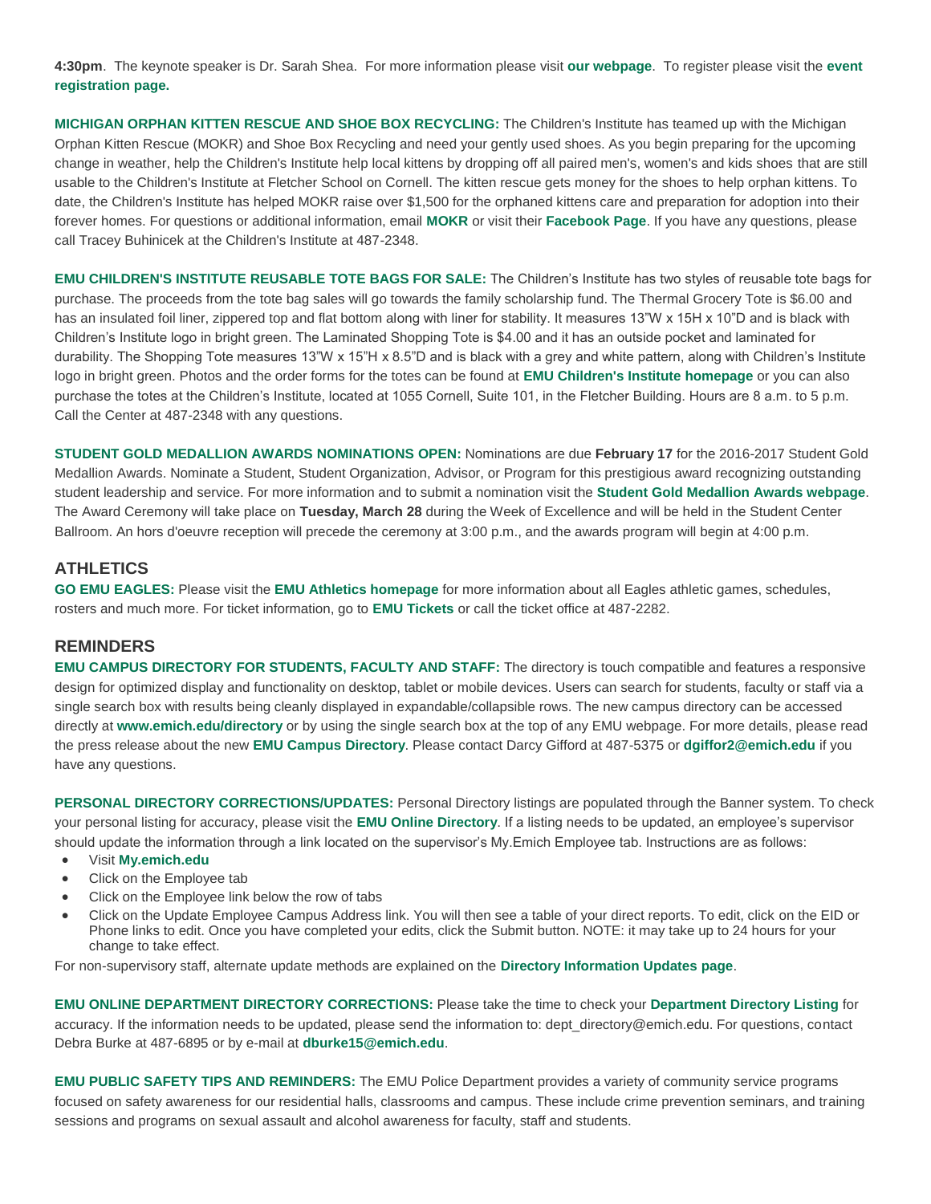**4:30pm**. The keynote speaker is Dr. Sarah Shea. For more information please visit **our webpage**. To register please visit the **event registration page.**

**MICHIGAN ORPHAN KITTEN RESCUE AND SHOE BOX RECYCLING:** The Children's Institute has teamed up with the Michigan Orphan Kitten Rescue (MOKR) and Shoe Box Recycling and need your gently used shoes. As you begin preparing for the upcoming change in weather, help the Children's Institute help local kittens by dropping off all paired men's, women's and kids shoes that are still usable to the Children's Institute at Fletcher School on Cornell. The kitten rescue gets money for the shoes to help orphan kittens. To date, the Children's Institute has helped MOKR raise over $1,500 for the orphaned kittens care and preparation for adoption into their forever homes. For questions or additional information, email **MOKR** or visit their **Facebook Page**. If you have any questions, please call Tracey Buhinicek at the Children's Institute at 487-2348.

**EMU CHILDREN'S INSTITUTE REUSABLE TOTE BAGS FOR SALE:** The Children's Institute has two styles of reusable tote bags for purchase. The proceeds from the tote bag sales will go towards the family scholarship fund. The Thermal Grocery Tote is $6.00 and has an insulated foil liner, zippered top and flat bottom along with liner for stability. It measures 13"W x 15H x 10"D and is black with Children's Institute logo in bright green. The Laminated Shopping Tote is $4.00 and it has an outside pocket and laminated for durability. The Shopping Tote measures 13"W x 15"H x 8.5"D and is black with a grey and white pattern, along with Children's Institute logo in bright green. Photos and the order forms for the totes can be found at **EMU Children's Institute homepage** or you can also purchase the totes at the Children's Institute, located at 1055 Cornell, Suite 101, in the Fletcher Building. Hours are 8 a.m. to 5 p.m. Call the Center at 487-2348 with any questions.

**STUDENT GOLD MEDALLION AWARDS NOMINATIONS OPEN:** Nominations are due **February 17** for the 2016-2017 Student Gold Medallion Awards. Nominate a Student, Student Organization, Advisor, or Program for this prestigious award recognizing outstanding student leadership and service. For more information and to submit a nomination visit the **Student Gold Medallion Awards webpage**. The Award Ceremony will take place on **Tuesday, March 28** during the Week of Excellence and will be held in the Student Center Ballroom. An hors d'oeuvre reception will precede the ceremony at 3:00 p.m., and the awards program will begin at 4:00 p.m.

## ATHLETICS

**GO EMU EAGLES:** Please visit the **EMU Athletics homepage** for more information about all Eagles athletic games, schedules, rosters and much more. For ticket information, go to **EMU Tickets** or call the ticket office at 487-2282.

## REMINDERS

**EMU CAMPUS DIRECTORY FOR STUDENTS, FACULTY AND STAFF:** The directory is touch compatible and features a responsive design for optimized display and functionality on desktop, tablet or mobile devices. Users can search for students, faculty or staff via a single search box with results being cleanly displayed in expandable/collapsible rows. The new campus directory can be accessed directly at **www.emich.edu/directory** or by using the single search box at the top of any EMU webpage. For more details, please read the press release about the new **EMU Campus Directory**. Please contact Darcy Gifford at 487-5375 or **dgiffor2@emich.edu** if you have any questions.

**PERSONAL DIRECTORY CORRECTIONS/UPDATES:** Personal Directory listings are populated through the Banner system. To check your personal listing for accuracy, please visit the **EMU Online Directory**. If a listing needs to be updated, an employee's supervisor should update the information through a link located on the supervisor's My.Emich Employee tab. Instructions are as follows:

- Visit **My.emich.edu**
- Click on the Employee tab
- Click on the Employee link below the row of tabs
- Click on the Update Employee Campus Address link. You will then see a table of your direct reports. To edit, click on the EID or Phone links to edit. Once you have completed your edits, click the Submit button. NOTE: it may take up to 24 hours for your change to take effect.

For non-supervisory staff, alternate update methods are explained on the **Directory Information Updates page**.

**EMU ONLINE DEPARTMENT DIRECTORY CORRECTIONS:** Please take the time to check your **Department Directory Listing** for accuracy. If the information needs to be updated, please send the information to: dept_directory@emich.edu. For questions, contact Debra Burke at 487-6895 or by e-mail at **dburke15@emich.edu**.

**EMU PUBLIC SAFETY TIPS AND REMINDERS:** The EMU Police Department provides a variety of community service programs focused on safety awareness for our residential halls, classrooms and campus. These include crime prevention seminars, and training sessions and programs on sexual assault and alcohol awareness for faculty, staff and students.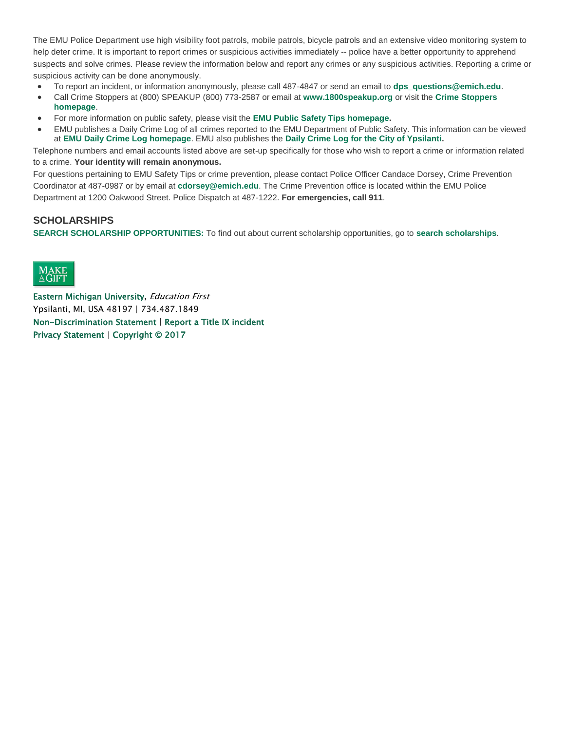The EMU Police Department use high visibility foot patrols, mobile patrols, bicycle patrols and an extensive video monitoring system to help deter crime. It is important to report crimes or suspicious activities immediately -- police have a better opportunity to apprehend suspects and solve crimes. Please review the information below and report any crimes or any suspicious activities. Reporting a crime or suspicious activity can be done anonymously.

- To report an incident, or information anonymously, please call 487-4847 or send an email to **dps_questions@emich.edu**.
- Call Crime Stoppers at (800) SPEAKUP (800) 773-2587 or email at **www.1800speakup.org** or visit the **Crime Stoppers homepage**.
- For more information on public safety, please visit the **EMU Public Safety Tips homepage.**
- EMU publishes a Daily Crime Log of all crimes reported to the EMU Department of Public Safety. This information can be viewed at **EMU Daily Crime Log homepage**. EMU also publishes the **Daily Crime Log for the City of Ypsilanti.**

Telephone numbers and email accounts listed above are set-up specifically for those who wish to report a crime or information related to a crime. **Your identity will remain anonymous.**

For questions pertaining to EMU Safety Tips or crime prevention, please contact Police Officer Candace Dorsey, Crime Prevention Coordinator at 487-0987 or by email at **cdorsey@emich.edu**. The Crime Prevention office is located within the EMU Police Department at 1200 Oakwood Street. Police Dispatch at 487-1222. **For emergencies, call 911**.

## SCHOLARSHIPS

**SEARCH SCHOLARSHIP OPPORTUNITIES:** To find out about current scholarship opportunities, go to **search scholarships**.

MAKE A GIFT

Eastern Michigan University, *Education First*
Ypsilanti, MI, USA 48197 | 734.487.1849
Non-Discrimination Statement | Report a Title IX incident
Privacy Statement | Copyright © 2017